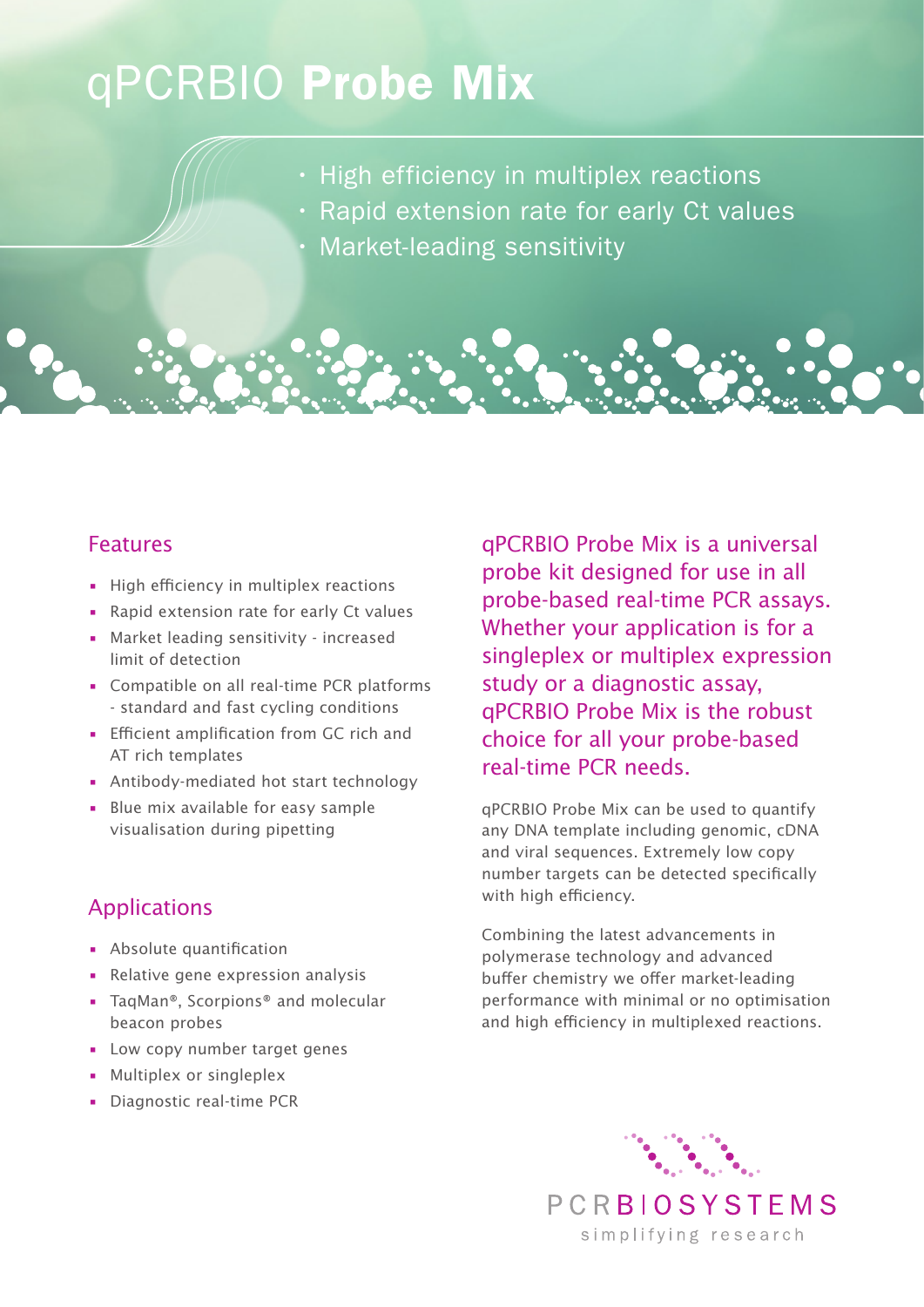# qPCRBIO **Probe Mix**

- High efficiency in multiplex reactions
- Rapid extension rate for early Ct values
- Market-leading sensitivity

## Features

- High efficiency in multiplex reactions
- Rapid extension rate for early Ct values
- Market leading sensitivity - increased limit of detection
- Compatible on all real-time PCR platforms - standard and fast cycling conditions
- Efficient amplification from GC rich and AT rich templates
- Antibody-mediated hot start technology
- Blue mix available for easy sample visualisation during pipetting

## Applications

- Absolute quantification
- Relative gene expression analysis
- TaqMan®, Scorpions® and molecular beacon probes
- Low copy number target genes
- Multiplex or singleplex
- Diagnostic real-time PCR

qPCRBIO Probe Mix is a universal probe kit designed for use in all probe-based real-time PCR assays. Whether your application is for a singleplex or multiplex expression study or a diagnostic assay, qPCRBIO Probe Mix is the robust choice for all your probe-based real-time PCR needs.

qPCRBIO Probe Mix can be used to quantify any DNA template including genomic, cDNA and viral sequences. Extremely low copy number targets can be detected specifically with high efficiency.

Combining the latest advancements in polymerase technology and advanced buffer chemistry we offer market-leading performance with minimal or no optimisation and high efficiency in multiplexed reactions.

PCRBIOSYSTEMS

simplifying research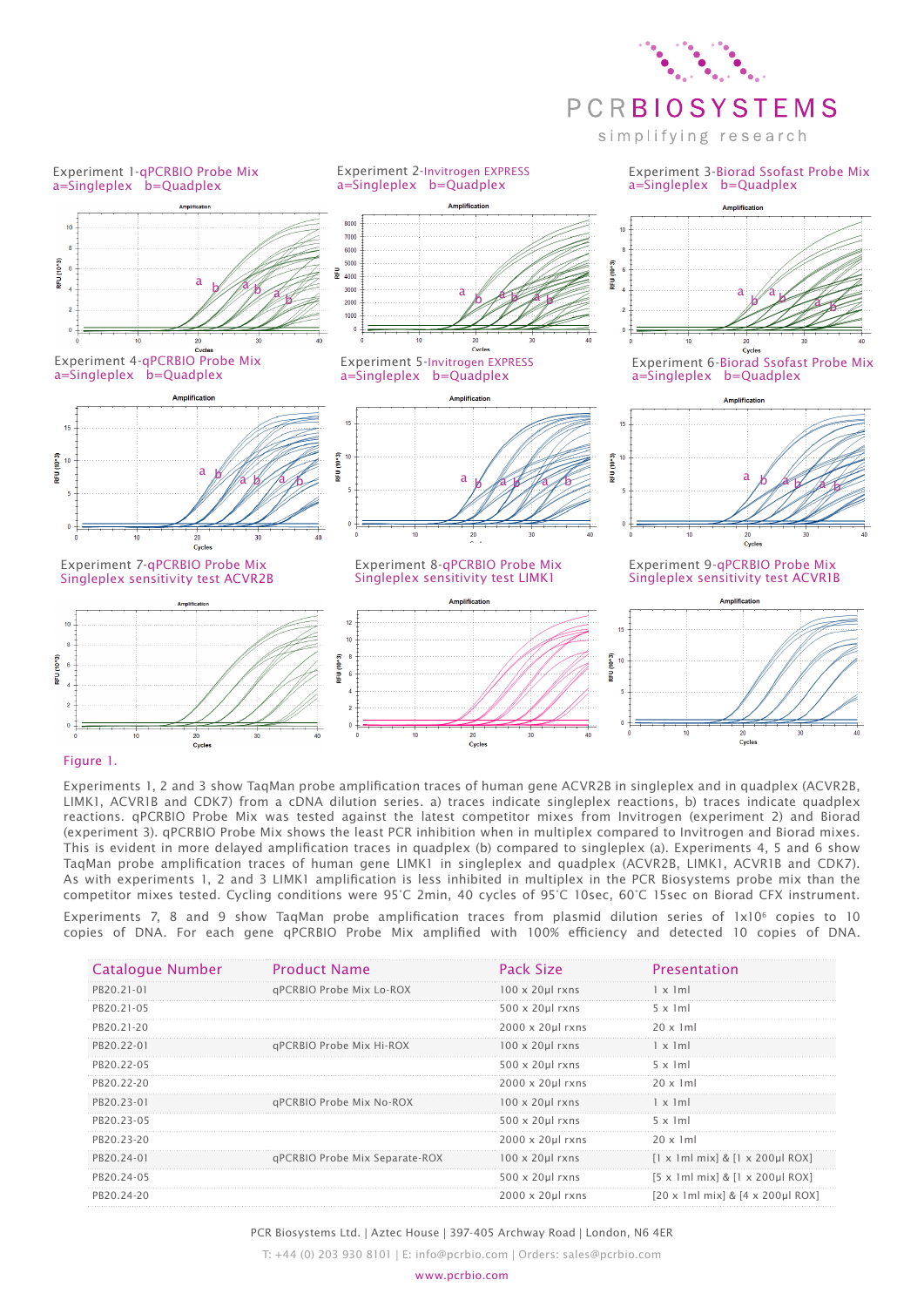PCRBIOSYSTEMS

simplifying research

Experiment 1-qPCRBIO Probe Mix
a=Singleplex b=Quadplex

Amplification

RFU (10^3)

Cycles

Experiment 2-Invitrogen EXPRESS
a=Singleplex b=Quadplex

Amplification

RFU

Cycles

Experiment 3-Biorad Ssofast Probe Mix
a=Singleplex b=Quadplex

Amplification

RFU (10^3)

Cycles

Experiment 4-qPCRBIO Probe Mix
a=Singleplex b=Quadplex

Amplification

RFU (10^3)

Cycles

Experiment 5-Invitrogen EXPRESS
a=Singleplex b=Quadplex

Amplification

RFU (10^3)

Cycles

Experiment 6-Biorad Ssofast Probe Mix
a=Singleplex b=Quadplex

Amplification

RFU (10^3)

Cycles

Experiment 7-qPCRBIO Probe Mix
Singleplex sensitivity test ACVR2B

Amplification

RFU (10^3)

Cycles

Experiment 8-qPCRBIO Probe Mix
Singleplex sensitivity test LIMK1

Amplification

RFU (10^3)

Cycles

Experiment 9-qPCRBIO Probe Mix
Singleplex sensitivity test ACVR1B

Amplification

RFU (10^3)

Cycles

Figure 1.

Experiments 1, 2 and 3 show TaqMan probe amplification traces of human gene ACVR2B in singleplex and in quadplex (ACVR2B, LIMK1, ACVR1B and CDK7) from a cDNA dilution series. a) traces indicate singleplex reactions, b) traces indicate quadplex reactions. qPCRBIO Probe Mix was tested against the latest competitor mixes from Invitrogen (experiment 2) and Biorad (experiment 3). qPCRBIO Probe Mix shows the least PCR inhibition when in multiplex compared to Invitrogen and Biorad mixes. This is evident in more delayed amplification traces in quadplex (b) compared to singleplex (a). Experiments 4, 5 and 6 show TaqMan probe amplification traces of human gene LIMK1 in singleplex and quadplex (ACVR2B, LIMK1, ACVR1B and CDK7). As with experiments 1, 2 and 3 LIMK1 amplification is less inhibited in multiplex in the PCR Biosystems probe mix than the competitor mixes tested. Cycling conditions were 95˚C 2min, 40 cycles of 95˚C 10sec, 60˚C 15sec on Biorad CFX instrument.

Experiments 7, 8 and 9 show TaqMan probe amplification traces from plasmid dilution series of $1x10^6$ copies to 10 copies of DNA. For each gene qPCRBIO Probe Mix amplified with 100% efficiency and detected 10 copies of DNA.

| Catalogue Number | Product Name | Pack Size | Presentation |
|---|---|---|---|
| PB20.21-01 | qPCRBIO Probe Mix Lo-ROX | 100 x 20µl rxns | 1 x 1ml |
| PB20.21-05 | | 500 x 20µl rxns | 5 x 1ml |
| PB20.21-20 | | 2000 x 20µl rxns | 20 x 1ml |
| PB20.22-01 | qPCRBIO Probe Mix Hi-ROX | 100 x 20µl rxns | 1 x 1ml |
| PB20.22-05 | | 500 x 20µl rxns | 5 x 1ml |
| PB20.22-20 | | 2000 x 20µl rxns | 20 x 1ml |
| PB20.23-01 | qPCRBIO Probe Mix No-ROX | 100 x 20µl rxns | 1 x 1ml |
| PB20.23-05 | | 500 x 20µl rxns | 5 x 1ml |
| PB20.23-20 | | 2000 x 20µl rxns | 20 x 1ml |
| PB20.24-01 | qPCRBIO Probe Mix Separate-ROX | 100 x 20µl rxns | [1 x 1ml mix] & [1 x 200µl ROX] |
| PB20.24-05 | | 500 x 20µl rxns | [5 x 1ml mix] & [1 x 200µl ROX] |
| PB20.24-20 | | 2000 x 20µl rxns | [20 x 1ml mix] & [4 x 200µl ROX] |

PCR Biosystems Ltd. | Aztec House | 397-405 Archway Road | London, N6 4ER

T: +44 (0) 203 930 8101 | E: info@pcrbio.com | Orders: sales@pcrbio.com

www.pcrbio.com